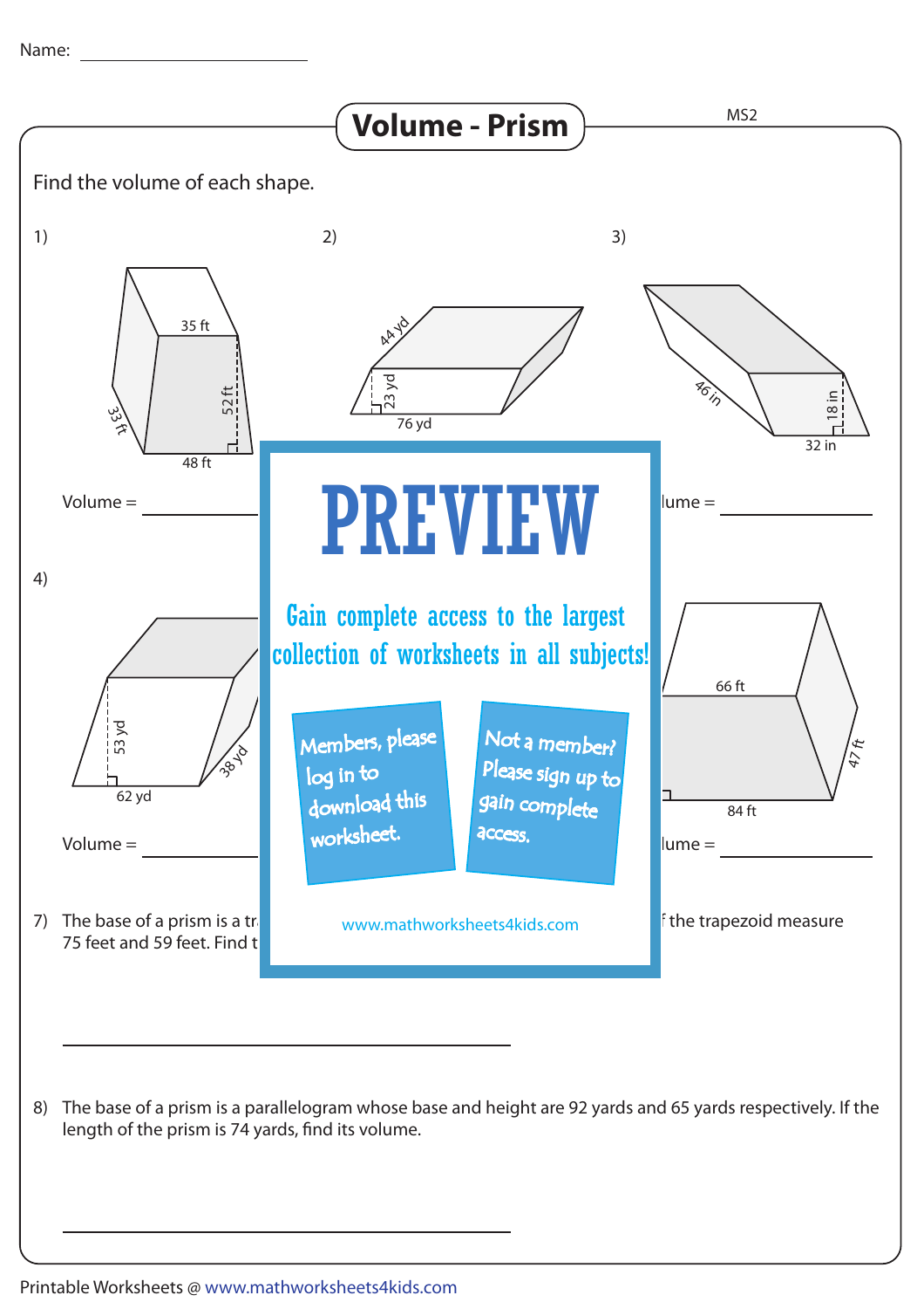Name: ____________________

# Volume - Prism

MS2

Find the volume of each shape.

1) 35 ft, 52 ft, 33 ft, 48 ft

Volume = __________

2) 44 yd, 23 yd, 76 yd

3) 46 in, 18 in, 32 in

lume = __________

4) 53 yd, 38 yd, 62 yd

Volume = __________

66 ft, 47 ft, 84 ft

lume = __________

**PREVIEW**

Gain complete access to the largest collection of worksheets in all subjects!

Members, please log in to download this worksheet.

Not a member? Please sign up to gain complete access.

www.mathworksheets4kids.com

7) The base of a prism is a tr... f the trapezoid measure 75 feet and 59 feet. Find t...

______________________________

8) The base of a prism is a parallelogram whose base and height are 92 yards and 65 yards respectively. If the length of the prism is 74 yards, find its volume.

______________________________

Printable Worksheets @ www.mathworksheets4kids.com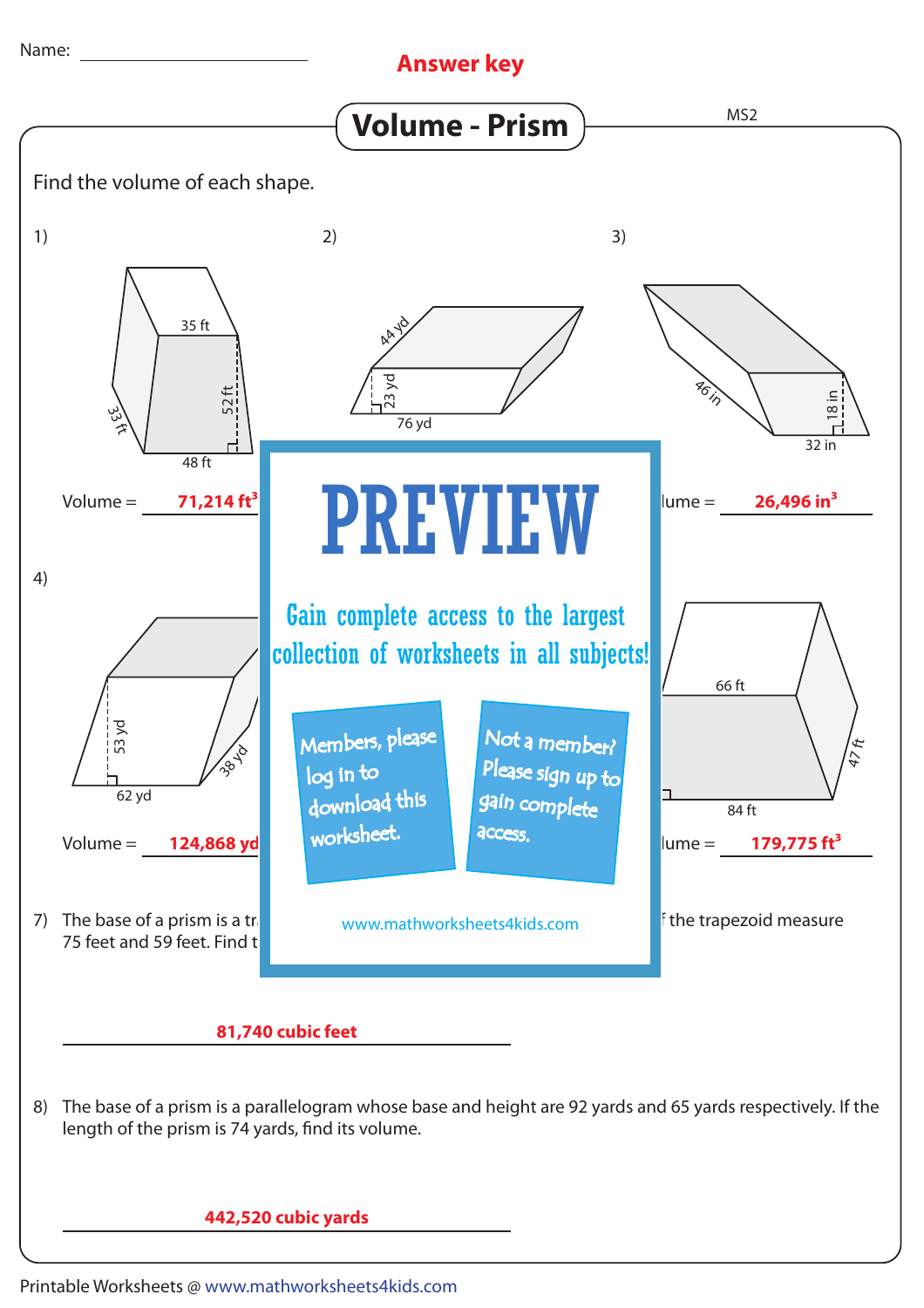Name: ____________________

**Answer key**

# Volume - Prism

MS2

Find the volume of each shape.

1)

35 ft
52 ft
33 ft
48 ft

Volume = **71,214 $ft^3$**

2)

44 yd
23 yd
76 yd

3)

46 in
18 in
32 in

Volume = **26,496 $in^3$**

4)

53 yd
38 yd
62 yd

Volume = **124,868 yd**

66 ft
47 ft
84 ft

Volume = **179,775 $ft^3$**

PREVIEW

Gain complete access to the largest collection of worksheets in all subjects!

Members, please log in to download this worksheet.

Not a member? Please sign up to gain complete access.

www.mathworksheets4kids.com

7) The base of a prism is a tr... f the trapezoid measure 75 feet and 59 feet. Find t...

**81,740 cubic feet**

8) The base of a prism is a parallelogram whose base and height are 92 yards and 65 yards respectively. If the length of the prism is 74 yards, find its volume.

**442,520 cubic yards**

Printable Worksheets @ www.mathworksheets4kids.com